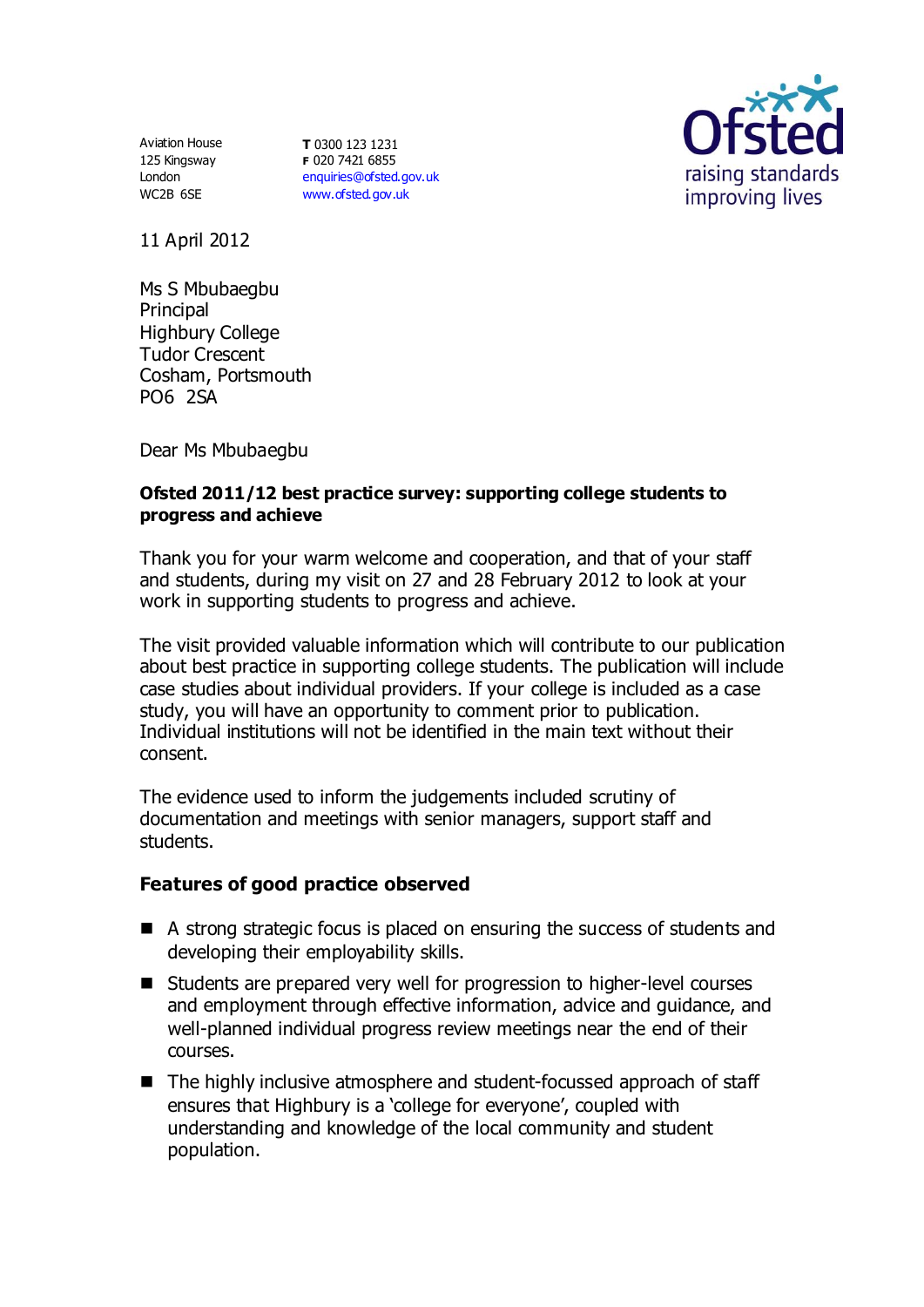Aviation House
125 Kingsway
London
WC2B 6SE

**T** 0300 123 1231
**F** 020 7421 6855
enquiries@ofsted.gov.uk
www.ofsted.gov.uk

Ofsted
raising standards
improving lives

11 April 2012

Ms S Mbubaegbu
Principal
Highbury College
Tudor Crescent
Cosham, Portsmouth
PO6 2SA

Dear Ms Mbubaegbu

**Ofsted 2011/12 best practice survey: supporting college students to progress and achieve**

Thank you for your warm welcome and cooperation, and that of your staff and students, during my visit on 27 and 28 February 2012 to look at your work in supporting students to progress and achieve.

The visit provided valuable information which will contribute to our publication about best practice in supporting college students. The publication will include case studies about individual providers. If your college is included as a case study, you will have an opportunity to comment prior to publication. Individual institutions will not be identified in the main text without their consent.

The evidence used to inform the judgements included scrutiny of documentation and meetings with senior managers, support staff and students.

## Features of good practice observed

- A strong strategic focus is placed on ensuring the success of students and developing their employability skills.
- Students are prepared very well for progression to higher-level courses and employment through effective information, advice and guidance, and well-planned individual progress review meetings near the end of their courses.
- The highly inclusive atmosphere and student-focussed approach of staff ensures that Highbury is a 'college for everyone', coupled with understanding and knowledge of the local community and student population.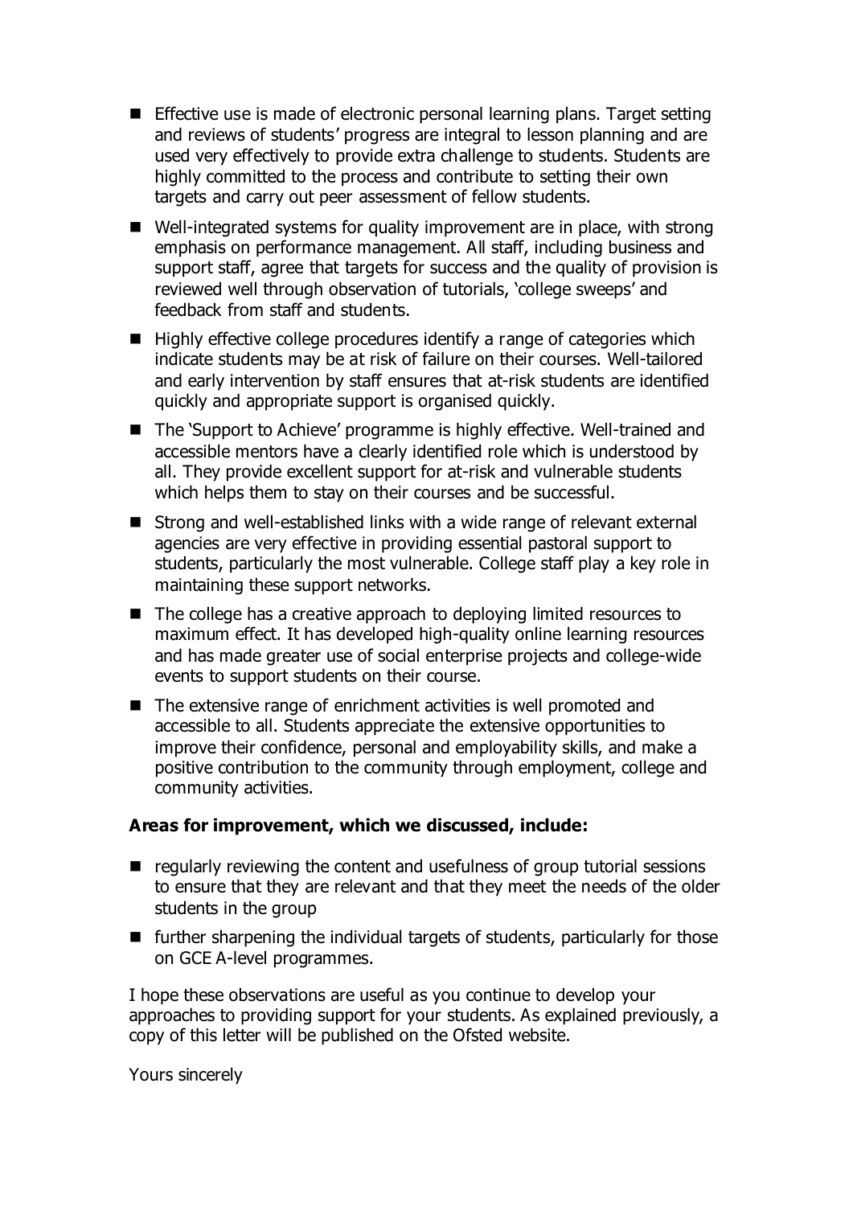- Effective use is made of electronic personal learning plans. Target setting and reviews of students' progress are integral to lesson planning and are used very effectively to provide extra challenge to students. Students are highly committed to the process and contribute to setting their own targets and carry out peer assessment of fellow students.
- Well-integrated systems for quality improvement are in place, with strong emphasis on performance management. All staff, including business and support staff, agree that targets for success and the quality of provision is reviewed well through observation of tutorials, 'college sweeps' and feedback from staff and students.
- Highly effective college procedures identify a range of categories which indicate students may be at risk of failure on their courses. Well-tailored and early intervention by staff ensures that at-risk students are identified quickly and appropriate support is organised quickly.
- The 'Support to Achieve' programme is highly effective. Well-trained and accessible mentors have a clearly identified role which is understood by all. They provide excellent support for at-risk and vulnerable students which helps them to stay on their courses and be successful.
- Strong and well-established links with a wide range of relevant external agencies are very effective in providing essential pastoral support to students, particularly the most vulnerable. College staff play a key role in maintaining these support networks.
- The college has a creative approach to deploying limited resources to maximum effect. It has developed high-quality online learning resources and has made greater use of social enterprise projects and college-wide events to support students on their course.
- The extensive range of enrichment activities is well promoted and accessible to all. Students appreciate the extensive opportunities to improve their confidence, personal and employability skills, and make a positive contribution to the community through employment, college and community activities.

**Areas for improvement, which we discussed, include:**

- regularly reviewing the content and usefulness of group tutorial sessions to ensure that they are relevant and that they meet the needs of the older students in the group
- further sharpening the individual targets of students, particularly for those on GCE A-level programmes.

I hope these observations are useful as you continue to develop your approaches to providing support for your students. As explained previously, a copy of this letter will be published on the Ofsted website.

Yours sincerely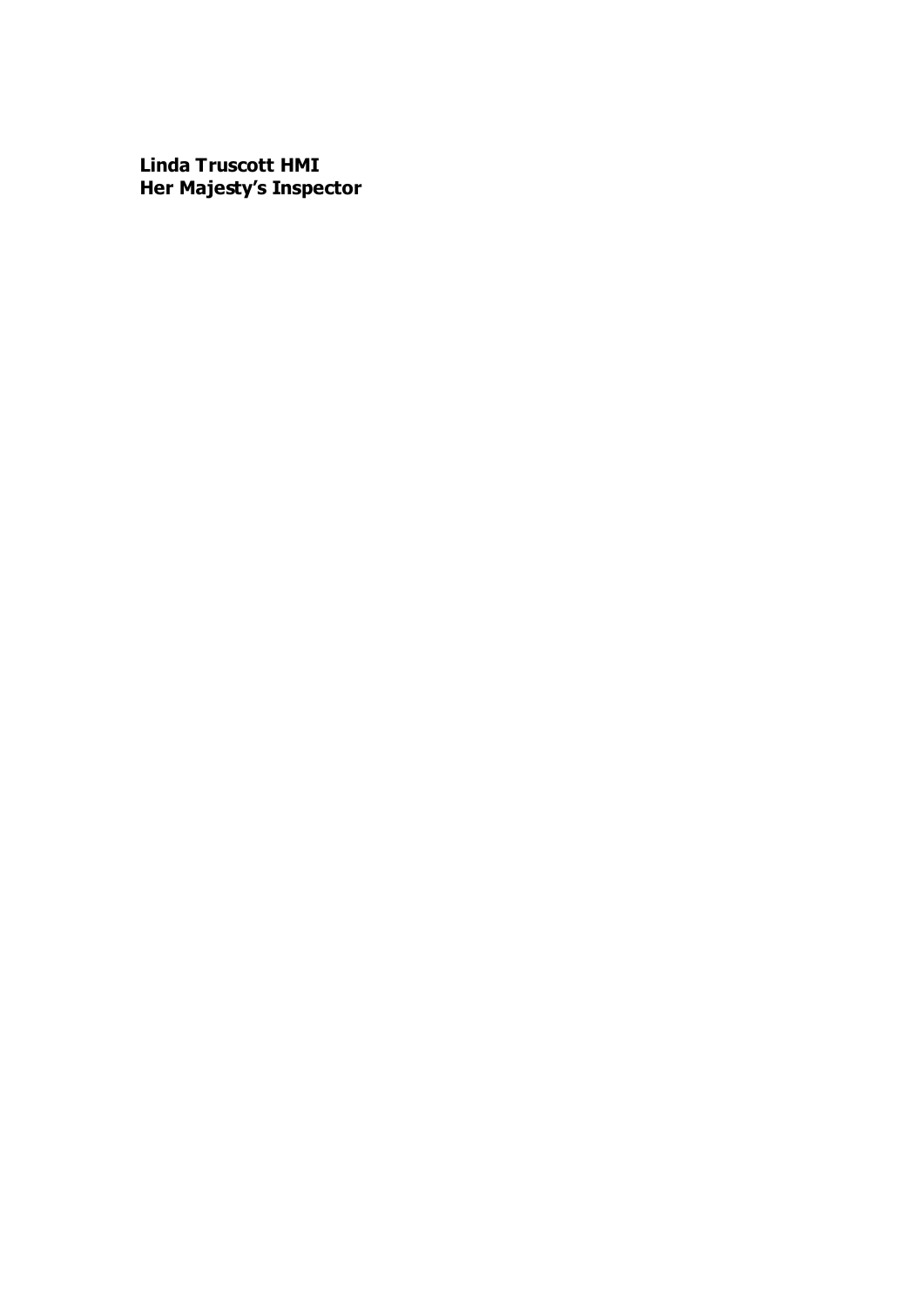**Linda Truscott HMI**
**Her Majesty's Inspector**